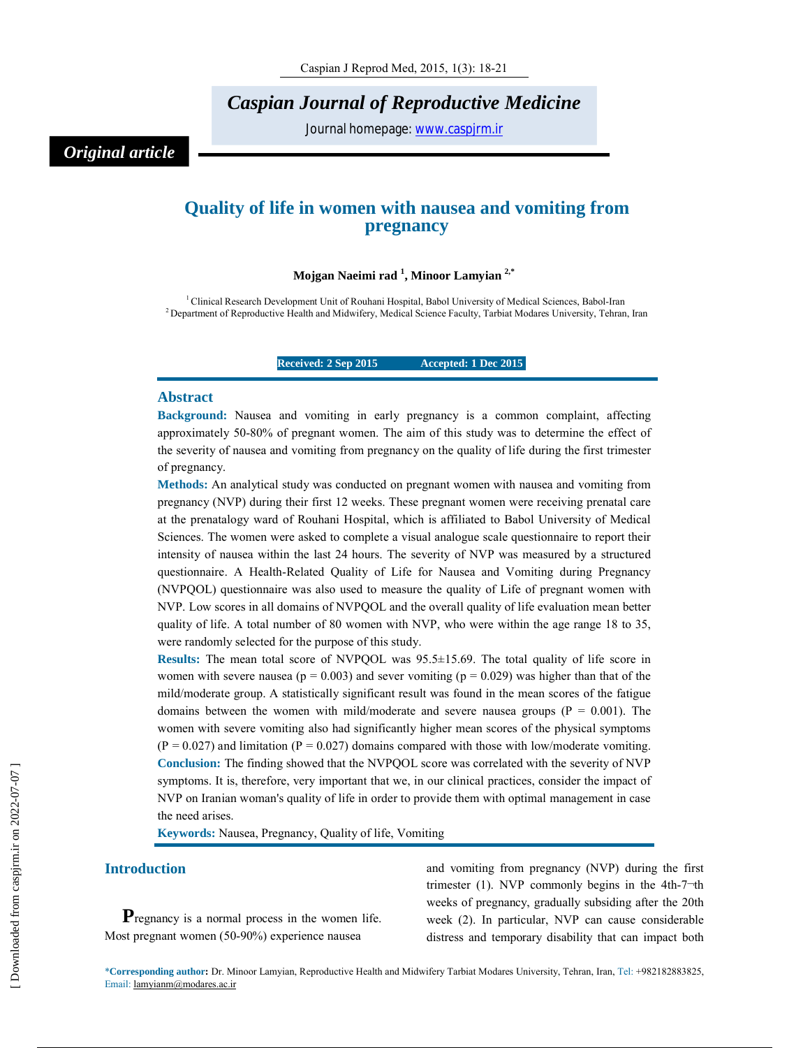Caspian Journal of Reproductive Medicine

Journal homepage: www.caspjrm.ir

*Original article*

# Quality of life in women with nausea and vomiting from pregnancy

**Mojgan Naeimi rad [1], Minoor Lamyian [2,*]**

[1] Clinical Research Development Unit of Rouhani Hospital, Babol University of Medical Sciences, Babol-Iran
[2] Department of Reproductive Health and Midwifery, Medical Science Faculty, Tarbiat Modares University, Tehran, Iran

**Received: 2 Sep 2015 Accepted: 1 Dec 2015**

## Abstract

**Background:** Nausea and vomiting in early pregnancy is a common complaint, affecting approximately 50-80% of pregnant women. The aim of this study was to determine the effect of the severity of nausea and vomiting from pregnancy on the quality of life during the first trimester of pregnancy.

**Methods:** An analytical study was conducted on pregnant women with nausea and vomiting from pregnancy (NVP) during their first 12 weeks. These pregnant women were receiving prenatal care at the prenatalogy ward of Rouhani Hospital, which is affiliated to Babol University of Medical Sciences. The women were asked to complete a visual analogue scale questionnaire to report their intensity of nausea within the last 24 hours. The severity of NVP was measured by a structured questionnaire. A Health-Related Quality of Life for Nausea and Vomiting during Pregnancy (NVPQOL) questionnaire was also used to measure the quality of Life of pregnant women with NVP. Low scores in all domains of NVPQOL and the overall quality of life evaluation mean better quality of life. A total number of 80 women with NVP, who were within the age range 18 to 35, were randomly selected for the purpose of this study.

**Results:** The mean total score of NVPQOL was 95.5±15.69. The total quality of life score in women with severe nausea ($p = 0.003$) and sever vomiting ($p = 0.029$) was higher than that of the mild/moderate group. A statistically significant result was found in the mean scores of the fatigue domains between the women with mild/moderate and severe nausea groups ($P = 0.001$). The women with severe vomiting also had significantly higher mean scores of the physical symptoms ($P = 0.027$) and limitation ($P = 0.027$) domains compared with those with low/moderate vomiting.

**Conclusion:** The finding showed that the NVPQOL score was correlated with the severity of NVP symptoms. It is, therefore, very important that we, in our clinical practices, consider the impact of NVP on Iranian woman's quality of life in order to provide them with optimal management in case the need arises.

**Keywords:** Nausea, Pregnancy, Quality of life, Vomiting

## Introduction

Pregnancy is a normal process in the women life. Most pregnant women (50-90%) experience nausea and vomiting from pregnancy (NVP) during the first trimester (1). NVP commonly begins in the 4th-7¬th weeks of pregnancy, gradually subsiding after the 20th week (2). In particular, NVP can cause considerable distress and temporary disability that can impact both

*Corresponding author: Dr. Minoor Lamyian, Reproductive Health and Midwifery Tarbiat Modares University, Tehran, Iran, Tel: +982182883825, Email: lamyianm@modares.ac.ir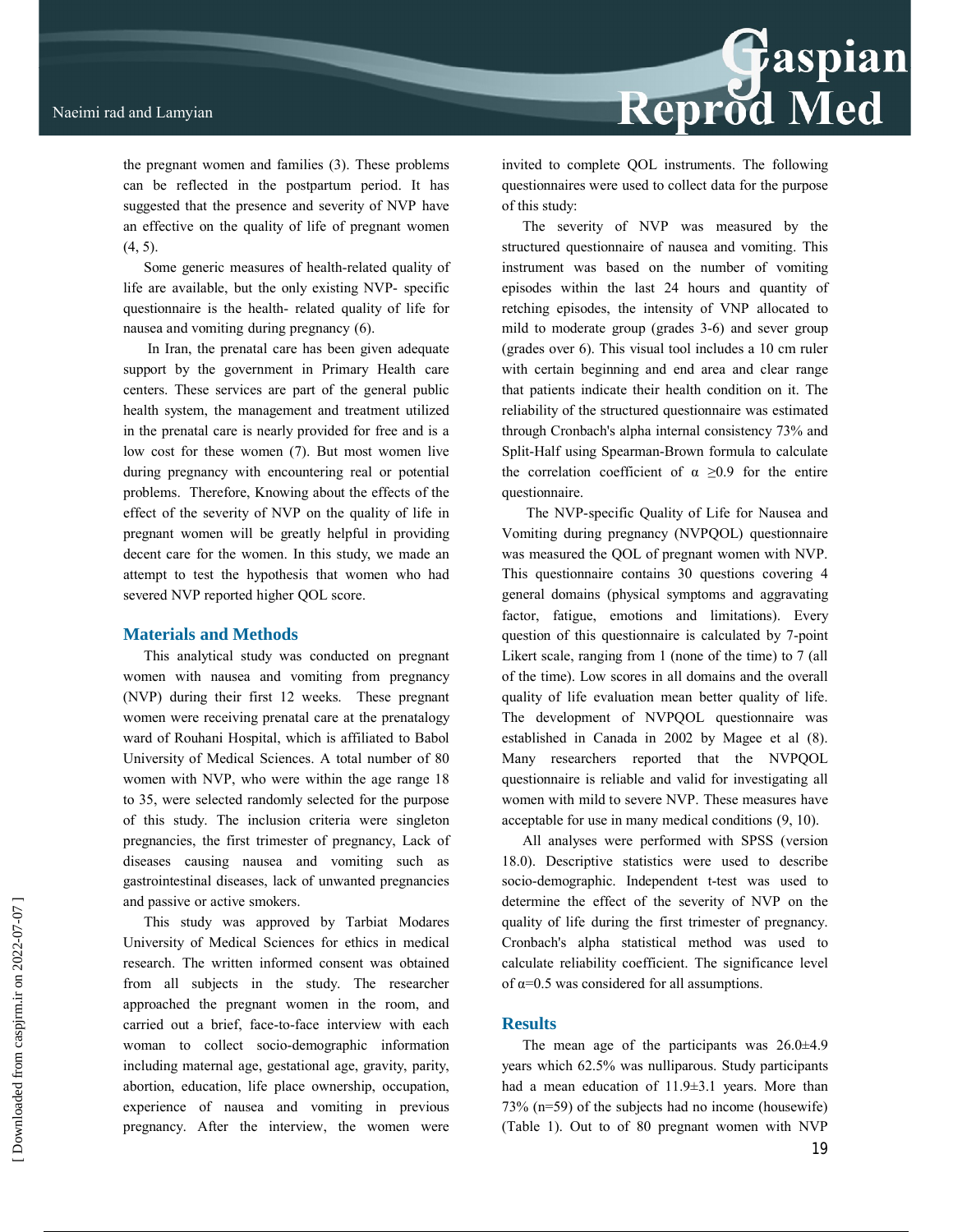the pregnant women and families (3). These problems can be reflected in the postpartum period. It has suggested that the presence and severity of NVP have an effective on the quality of life of pregnant women (4, 5).

Some generic measures of health-related quality of life are available, but the only existing NVP- specific questionnaire is the health- related quality of life for nausea and vomiting during pregnancy (6).

In Iran, the prenatal care has been given adequate support by the government in Primary Health care centers. These services are part of the general public health system, the management and treatment utilized in the prenatal care is nearly provided for free and is a low cost for these women (7). But most women live during pregnancy with encountering real or potential problems. Therefore, Knowing about the effects of the effect of the severity of NVP on the quality of life in pregnant women will be greatly helpful in providing decent care for the women. In this study, we made an attempt to test the hypothesis that women who had severed NVP reported higher QOL score.

## Materials and Methods

This analytical study was conducted on pregnant women with nausea and vomiting from pregnancy (NVP) during their first 12 weeks. These pregnant women were receiving prenatal care at the prenatalogy ward of Rouhani Hospital, which is affiliated to Babol University of Medical Sciences. A total number of 80 women with NVP, who were within the age range 18 to 35, were selected randomly selected for the purpose of this study. The inclusion criteria were singleton pregnancies, the first trimester of pregnancy, Lack of diseases causing nausea and vomiting such as gastrointestinal diseases, lack of unwanted pregnancies and passive or active smokers.

This study was approved by Tarbiat Modares University of Medical Sciences for ethics in medical research. The written informed consent was obtained from all subjects in the study. The researcher approached the pregnant women in the room, and carried out a brief, face-to-face interview with each woman to collect socio-demographic information including maternal age, gestational age, gravity, parity, abortion, education, life place ownership, occupation, experience of nausea and vomiting in previous pregnancy. After the interview, the women were invited to complete QOL instruments. The following questionnaires were used to collect data for the purpose of this study:

The severity of NVP was measured by the structured questionnaire of nausea and vomiting. This instrument was based on the number of vomiting episodes within the last 24 hours and quantity of retching episodes, the intensity of VNP allocated to mild to moderate group (grades 3-6) and sever group (grades over 6). This visual tool includes a 10 cm ruler with certain beginning and end area and clear range that patients indicate their health condition on it. The reliability of the structured questionnaire was estimated through Cronbach's alpha internal consistency 73% and Split-Half using Spearman-Brown formula to calculate the correlation coefficient of $\alpha \geq 0.9$ for the entire questionnaire.

The NVP-specific Quality of Life for Nausea and Vomiting during pregnancy (NVPQOL) questionnaire was measured the QOL of pregnant women with NVP. This questionnaire contains 30 questions covering 4 general domains (physical symptoms and aggravating factor, fatigue, emotions and limitations). Every question of this questionnaire is calculated by 7-point Likert scale, ranging from 1 (none of the time) to 7 (all of the time). Low scores in all domains and the overall quality of life evaluation mean better quality of life. The development of NVPQOL questionnaire was established in Canada in 2002 by Magee et al (8). Many researchers reported that the NVPQOL questionnaire is reliable and valid for investigating all women with mild to severe NVP. These measures have acceptable for use in many medical conditions (9, 10).

All analyses were performed with SPSS (version 18.0). Descriptive statistics were used to describe socio-demographic. Independent t-test was used to determine the effect of the severity of NVP on the quality of life during the first trimester of pregnancy. Cronbach's alpha statistical method was used to calculate reliability coefficient. The significance level of $\alpha$=0.5 was considered for all assumptions.

## Results

The mean age of the participants was 26.0±4.9 years which 62.5% was nulliparous. Study participants had a mean education of 11.9±3.1 years. More than 73% (n=59) of the subjects had no income (housewife) (Table 1). Out to of 80 pregnant women with NVP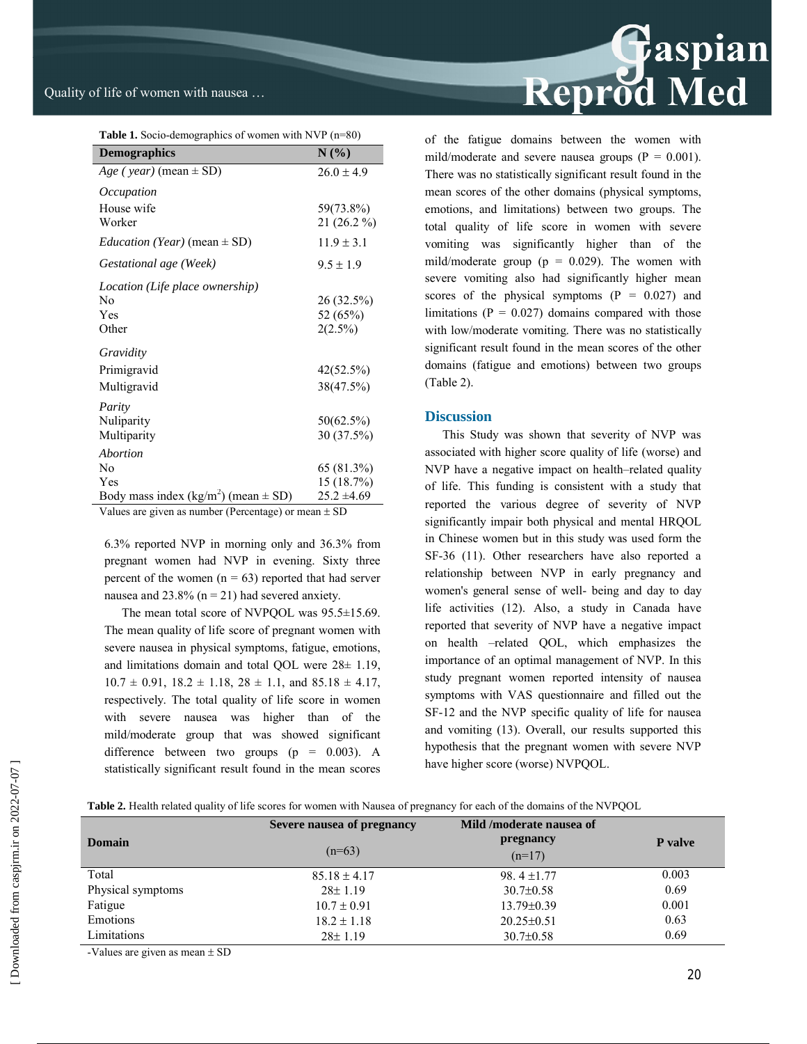Table 1. Socio-demographics of women with NVP (n=80)

| Demographics | N (%) |
|---|---|
| *Age ( year)* (mean ± SD) | 26.0 ± 4.9 |
| *Occupation* | |
| House wife | 59(73.8%) |
| Worker | 21 (26.2 %) |
| *Education (Year)* (mean ± SD) | 11.9 ± 3.1 |
| *Gestational age (Week)* | 9.5 ± 1.9 |
| *Location (Life place ownership)* | |
| No | 26 (32.5%) |
| Yes | 52 (65%) |
| Other | 2(2.5%) |
| *Gravidity* | |
| Primigravid | 42(52.5%) |
| Multigravid | 38(47.5%) |
| *Parity* | |
| Nuliparity | 50(62.5%) |
| Multiparity | 30 (37.5%) |
| *Abortion* | |
| No | 65 (81.3%) |
| Yes | 15 (18.7%) |
| Body mass index (kg/m$^2$) (mean ± SD) | 25.2 ±4.69 |

Values are given as number (Percentage) or mean ± SD

6.3% reported NVP in morning only and 36.3% from pregnant women had NVP in evening. Sixty three percent of the women (n = 63) reported that had server nausea and 23.8% (n = 21) had severed anxiety.

The mean total score of NVPQOL was 95.5±15.69. The mean quality of life score of pregnant women with severe nausea in physical symptoms, fatigue, emotions, and limitations domain and total QOL were 28± 1.19, 10.7 ± 0.91, 18.2 ± 1.18, 28 ± 1.1, and 85.18 ± 4.17, respectively. The total quality of life score in women with severe nausea was higher than of the mild/moderate group that was showed significant difference between two groups (p = 0.003). A statistically significant result found in the mean scores of the fatigue domains between the women with mild/moderate and severe nausea groups (P = 0.001). There was no statistically significant result found in the mean scores of the other domains (physical symptoms, emotions, and limitations) between two groups. The total quality of life score in women with severe vomiting was significantly higher than of the mild/moderate group (p = 0.029). The women with severe vomiting also had significantly higher mean scores of the physical symptoms (P = 0.027) and limitations (P = 0.027) domains compared with those with low/moderate vomiting. There was no statistically significant result found in the mean scores of the other domains (fatigue and emotions) between two groups (Table 2).

## Discussion

This Study was shown that severity of NVP was associated with higher score quality of life (worse) and NVP have a negative impact on health–related quality of life. This funding is consistent with a study that reported the various degree of severity of NVP significantly impair both physical and mental HRQOL in Chinese women but in this study was used form the SF-36 (11). Other researchers have also reported a relationship between NVP in early pregnancy and women's general sense of well- being and day to day life activities (12). Also, a study in Canada have reported that severity of NVP have a negative impact on health –related QOL, which emphasizes the importance of an optimal management of NVP. In this study pregnant women reported intensity of nausea symptoms with VAS questionnaire and filled out the SF-12 and the NVP specific quality of life for nausea and vomiting (13). Overall, our results supported this hypothesis that the pregnant women with severe NVP have higher score (worse) NVPQOL.

Table 2. Health related quality of life scores for women with Nausea of pregnancy for each of the domains of the NVPQOL

| Domain | Severe nausea of pregnancy (n=63) | Mild /moderate nausea of pregnancy (n=17) | P valve |
|---|---|---|---|
| Total | 85.18 ± 4.17 | 98. 4 ±1.77 | 0.003 |
| Physical symptoms | 28± 1.19 | 30.7±0.58 | 0.69 |
| Fatigue | 10.7 ± 0.91 | 13.79±0.39 | 0.001 |
| Emotions | 18.2 ± 1.18 | 20.25±0.51 | 0.63 |
| Limitations | 28± 1.19 | 30.7±0.58 | 0.69 |

-Values are given as mean ± SD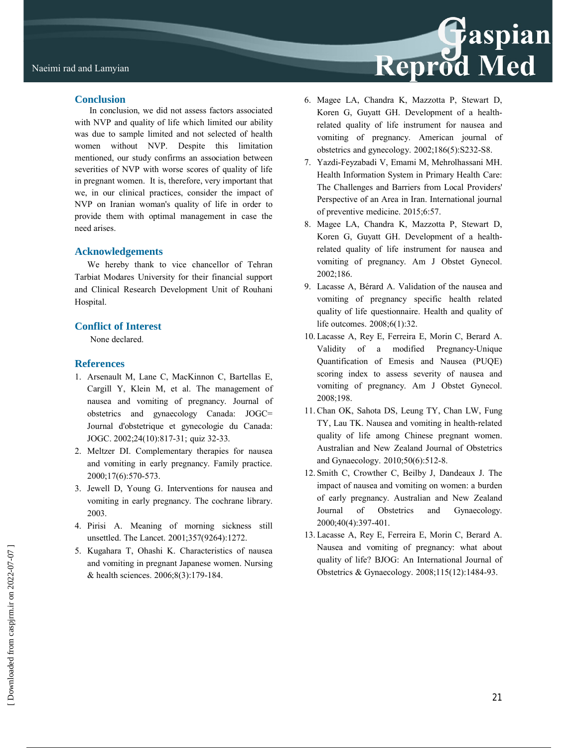## Conclusion

In conclusion, we did not assess factors associated with NVP and quality of life which limited our ability was due to sample limited and not selected of health women without NVP. Despite this limitation mentioned, our study confirms an association between severities of NVP with worse scores of quality of life in pregnant women. It is, therefore, very important that we, in our clinical practices, consider the impact of NVP on Iranian woman's quality of life in order to provide them with optimal management in case the need arises.

## Acknowledgements

We hereby thank to vice chancellor of Tehran Tarbiat Modares University for their financial support and Clinical Research Development Unit of Rouhani Hospital.

## Conflict of Interest

None declared.

## References

1. Arsenault M, Lane C, MacKinnon C, Bartellas E, Cargill Y, Klein M, et al. The management of nausea and vomiting of pregnancy. Journal of obstetrics and gynaecology Canada: JOGC= Journal d'obstetrique et gynecologie du Canada: JOGC. 2002;24(10):817-31; quiz 32-33.
2. Meltzer DI. Complementary therapies for nausea and vomiting in early pregnancy. Family practice. 2000;17(6):570-573.
3. Jewell D, Young G. Interventions for nausea and vomiting in early pregnancy. The cochrane library. 2003.
4. Pirisi A. Meaning of morning sickness still unsettled. The Lancet. 2001;357(9264):1272.
5. Kugahara T, Ohashi K. Characteristics of nausea and vomiting in pregnant Japanese women. Nursing & health sciences. 2006;8(3):179-184.
6. Magee LA, Chandra K, Mazzotta P, Stewart D, Koren G, Guyatt GH. Development of a health-related quality of life instrument for nausea and vomiting of pregnancy. American journal of obstetrics and gynecology. 2002;186(5):S232-S8.
7. Yazdi-Feyzabadi V, Emami M, Mehrolhassani MH. Health Information System in Primary Health Care: The Challenges and Barriers from Local Providers' Perspective of an Area in Iran. International journal of preventive medicine. 2015;6:57.
8. Magee LA, Chandra K, Mazzotta P, Stewart D, Koren G, Guyatt GH. Development of a health-related quality of life instrument for nausea and vomiting of pregnancy. Am J Obstet Gynecol. 2002;186.
9. Lacasse A, Bérard A. Validation of the nausea and vomiting of pregnancy specific health related quality of life questionnaire. Health and quality of life outcomes. 2008;6(1):32.
10. Lacasse A, Rey E, Ferreira E, Morin C, Berard A. Validity of a modified Pregnancy-Unique Quantification of Emesis and Nausea (PUQE) scoring index to assess severity of nausea and vomiting of pregnancy. Am J Obstet Gynecol. 2008;198.
11. Chan OK, Sahota DS, Leung TY, Chan LW, Fung TY, Lau TK. Nausea and vomiting in health-related quality of life among Chinese pregnant women. Australian and New Zealand Journal of Obstetrics and Gynaecology. 2010;50(6):512-8.
12. Smith C, Crowther C, Beilby J, Dandeaux J. The impact of nausea and vomiting on women: a burden of early pregnancy. Australian and New Zealand Journal of Obstetrics and Gynaecology. 2000;40(4):397-401.
13. Lacasse A, Rey E, Ferreira E, Morin C, Berard A. Nausea and vomiting of pregnancy: what about quality of life? BJOG: An International Journal of Obstetrics & Gynaecology. 2008;115(12):1484-93.